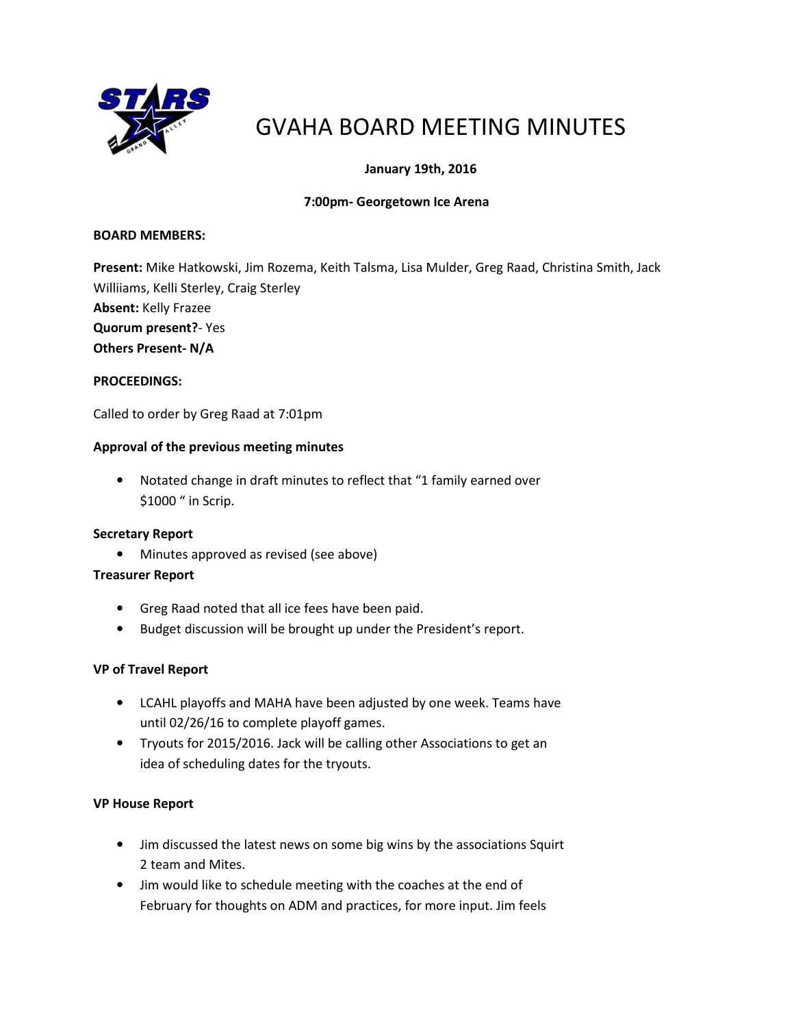# GVAHA BOARD MEETING MINUTES

**January 19th, 2016**

**7:00pm- Georgetown Ice Arena**

**BOARD MEMBERS:**

**Present:** Mike Hatkowski, Jim Rozema, Keith Talsma, Lisa Mulder, Greg Raad, Christina Smith, Jack Williiams, Kelli Sterley, Craig Sterley
**Absent:** Kelly Frazee
**Quorum present?**- Yes
**Others Present- N/A**

**PROCEEDINGS:**

Called to order by Greg Raad at 7:01pm

**Approval of the previous meeting minutes**

- Notated change in draft minutes to reflect that "1 family earned over $1000 " in Scrip.

**Secretary Report**

- Minutes approved as revised (see above)

**Treasurer Report**

- Greg Raad noted that all ice fees have been paid.
- Budget discussion will be brought up under the President's report.

**VP of Travel Report**

- LCAHL playoffs and MAHA have been adjusted by one week. Teams have until 02/26/16 to complete playoff games.
- Tryouts for 2015/2016. Jack will be calling other Associations to get an idea of scheduling dates for the tryouts.

**VP House Report**

- Jim discussed the latest news on some big wins by the associations Squirt 2 team and Mites.
- Jim would like to schedule meeting with the coaches at the end of February for thoughts on ADM and practices, for more input. Jim feels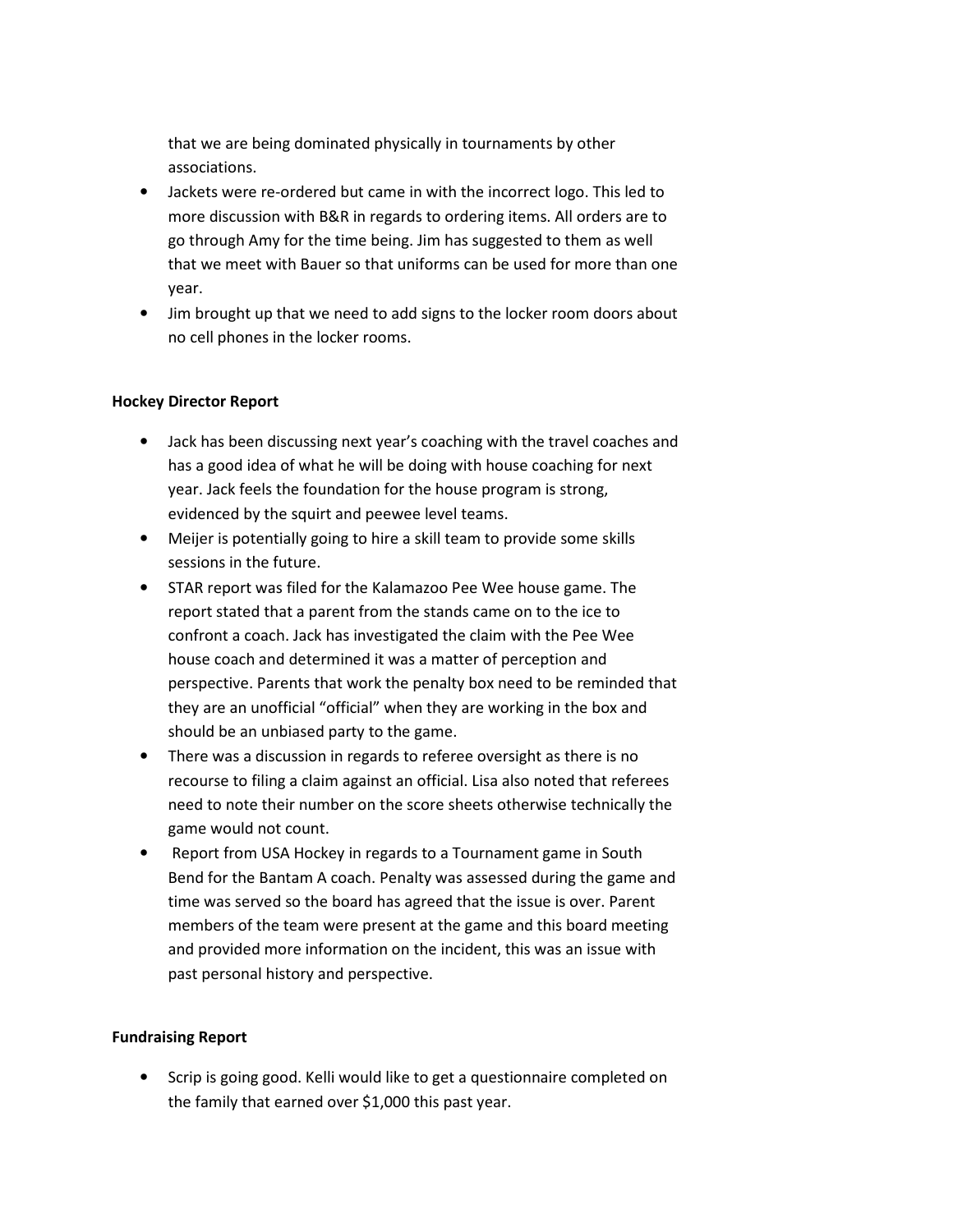that we are being dominated physically in tournaments by other associations.

- Jackets were re-ordered but came in with the incorrect logo. This led to more discussion with B&R in regards to ordering items. All orders are to go through Amy for the time being. Jim has suggested to them as well that we meet with Bauer so that uniforms can be used for more than one year.
- Jim brought up that we need to add signs to the locker room doors about no cell phones in the locker rooms.

**Hockey Director Report**

- Jack has been discussing next year's coaching with the travel coaches and has a good idea of what he will be doing with house coaching for next year. Jack feels the foundation for the house program is strong, evidenced by the squirt and peewee level teams.
- Meijer is potentially going to hire a skill team to provide some skills sessions in the future.
- STAR report was filed for the Kalamazoo Pee Wee house game. The report stated that a parent from the stands came on to the ice to confront a coach. Jack has investigated the claim with the Pee Wee house coach and determined it was a matter of perception and perspective. Parents that work the penalty box need to be reminded that they are an unofficial "official" when they are working in the box and should be an unbiased party to the game.
- There was a discussion in regards to referee oversight as there is no recourse to filing a claim against an official. Lisa also noted that referees need to note their number on the score sheets otherwise technically the game would not count.
- Report from USA Hockey in regards to a Tournament game in South Bend for the Bantam A coach. Penalty was assessed during the game and time was served so the board has agreed that the issue is over. Parent members of the team were present at the game and this board meeting and provided more information on the incident, this was an issue with past personal history and perspective.

**Fundraising Report**

- Scrip is going good. Kelli would like to get a questionnaire completed on the family that earned over $1,000 this past year.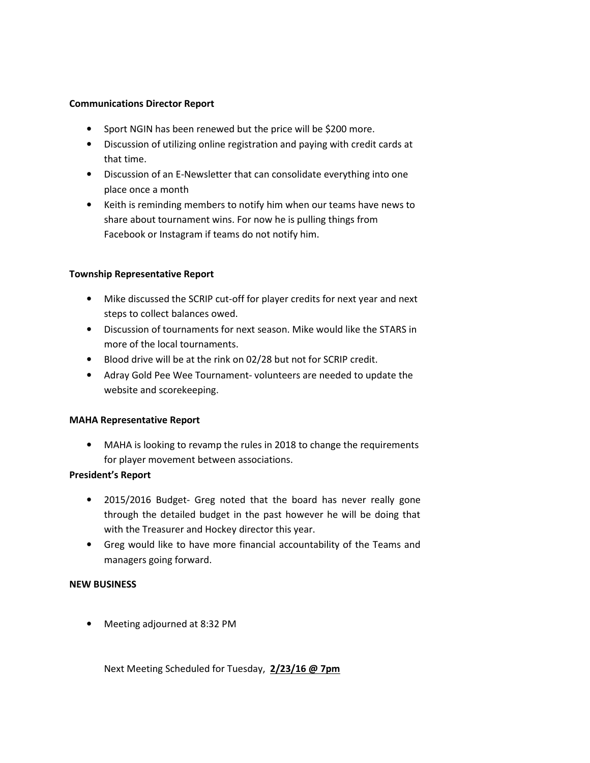**Communications Director Report**

- Sport NGIN has been renewed but the price will be $200 more.
- Discussion of utilizing online registration and paying with credit cards at that time.
- Discussion of an E-Newsletter that can consolidate everything into one place once a month
- Keith is reminding members to notify him when our teams have news to share about tournament wins. For now he is pulling things from Facebook or Instagram if teams do not notify him.

**Township Representative Report**

- Mike discussed the SCRIP cut-off for player credits for next year and next steps to collect balances owed.
- Discussion of tournaments for next season. Mike would like the STARS in more of the local tournaments.
- Blood drive will be at the rink on 02/28 but not for SCRIP credit.
- Adray Gold Pee Wee Tournament- volunteers are needed to update the website and scorekeeping.

**MAHA Representative Report**

- MAHA is looking to revamp the rules in 2018 to change the requirements for player movement between associations.

**President's Report**

- 2015/2016 Budget- Greg noted that the board has never really gone through the detailed budget in the past however he will be doing that with the Treasurer and Hockey director this year.
- Greg would like to have more financial accountability of the Teams and managers going forward.

**NEW BUSINESS**

- Meeting adjourned at 8:32 PM

Next Meeting Scheduled for Tuesday, **2/23/16 @ 7pm**